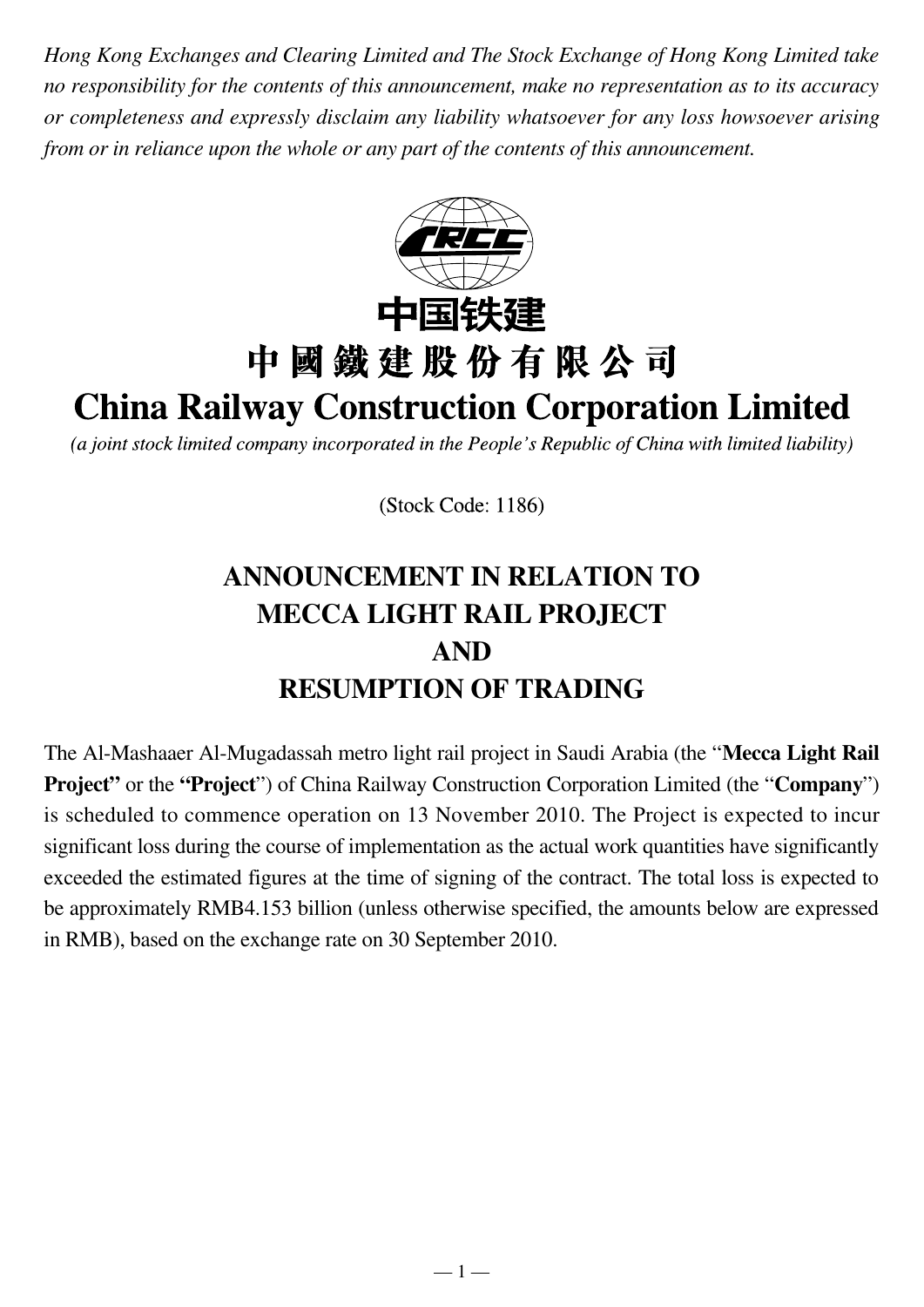*Hong Kong Exchanges and Clearing Limited and The Stock Exchange of Hong Kong Limited take no responsibility for the contents of this announcement, make no representation as to its accuracy or completeness and expressly disclaim any liability whatsoever for any loss howsoever arising from or in reliance upon the whole or any part of the contents of this announcement.*

中国铁建

# 中國鐵建股份有限公司
# China Railway Construction Corporation Limited

*(a joint stock limited company incorporated in the People's Republic of China with limited liability)*

(Stock Code: 1186)

## ANNOUNCEMENT IN RELATION TO MECCA LIGHT RAIL PROJECT AND RESUMPTION OF TRADING

The Al-Mashaaer Al-Mugadassah metro light rail project in Saudi Arabia (the "**Mecca Light Rail Project"** or the **"Project**") of China Railway Construction Corporation Limited (the "**Company**") is scheduled to commence operation on 13 November 2010. The Project is expected to incur significant loss during the course of implementation as the actual work quantities have significantly exceeded the estimated figures at the time of signing of the contract. The total loss is expected to be approximately RMB4.153 billion (unless otherwise specified, the amounts below are expressed in RMB), based on the exchange rate on 30 September 2010.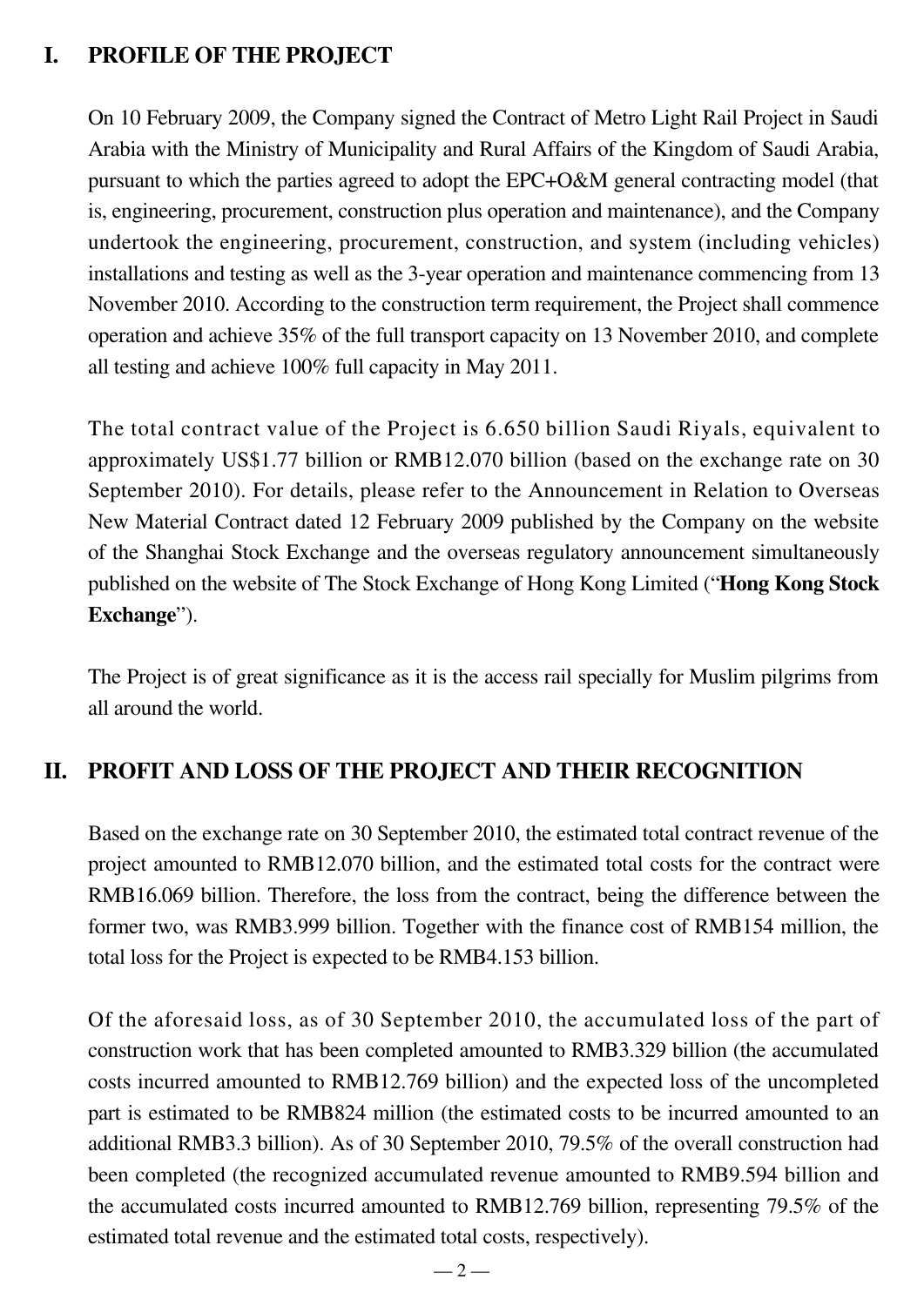## I. PROFILE OF THE PROJECT

On 10 February 2009, the Company signed the Contract of Metro Light Rail Project in Saudi Arabia with the Ministry of Municipality and Rural Affairs of the Kingdom of Saudi Arabia, pursuant to which the parties agreed to adopt the EPC+O&M general contracting model (that is, engineering, procurement, construction plus operation and maintenance), and the Company undertook the engineering, procurement, construction, and system (including vehicles) installations and testing as well as the 3-year operation and maintenance commencing from 13 November 2010. According to the construction term requirement, the Project shall commence operation and achieve 35% of the full transport capacity on 13 November 2010, and complete all testing and achieve 100% full capacity in May 2011.

The total contract value of the Project is 6.650 billion Saudi Riyals, equivalent to approximately US$1.77 billion or RMB12.070 billion (based on the exchange rate on 30 September 2010). For details, please refer to the Announcement in Relation to Overseas New Material Contract dated 12 February 2009 published by the Company on the website of the Shanghai Stock Exchange and the overseas regulatory announcement simultaneously published on the website of The Stock Exchange of Hong Kong Limited ("**Hong Kong Stock Exchange**").

The Project is of great significance as it is the access rail specially for Muslim pilgrims from all around the world.

## II. PROFIT AND LOSS OF THE PROJECT AND THEIR RECOGNITION

Based on the exchange rate on 30 September 2010, the estimated total contract revenue of the project amounted to RMB12.070 billion, and the estimated total costs for the contract were RMB16.069 billion. Therefore, the loss from the contract, being the difference between the former two, was RMB3.999 billion. Together with the finance cost of RMB154 million, the total loss for the Project is expected to be RMB4.153 billion.

Of the aforesaid loss, as of 30 September 2010, the accumulated loss of the part of construction work that has been completed amounted to RMB3.329 billion (the accumulated costs incurred amounted to RMB12.769 billion) and the expected loss of the uncompleted part is estimated to be RMB824 million (the estimated costs to be incurred amounted to an additional RMB3.3 billion). As of 30 September 2010, 79.5% of the overall construction had been completed (the recognized accumulated revenue amounted to RMB9.594 billion and the accumulated costs incurred amounted to RMB12.769 billion, representing 79.5% of the estimated total revenue and the estimated total costs, respectively).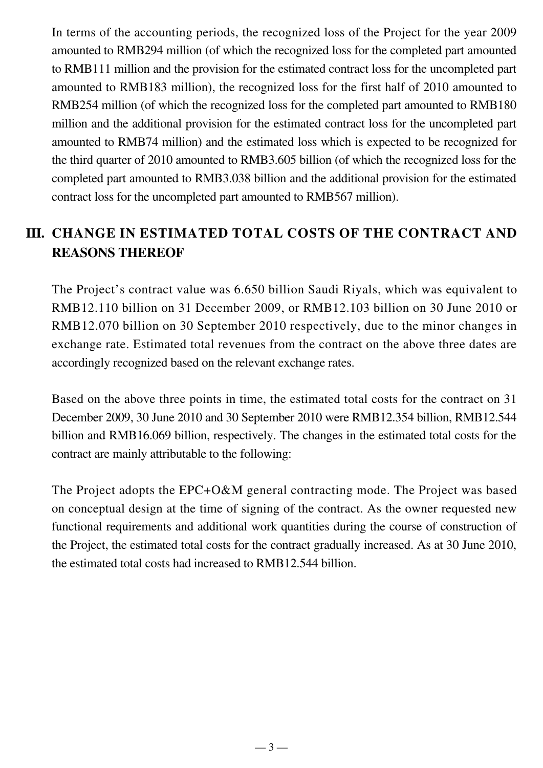In terms of the accounting periods, the recognized loss of the Project for the year 2009 amounted to RMB294 million (of which the recognized loss for the completed part amounted to RMB111 million and the provision for the estimated contract loss for the uncompleted part amounted to RMB183 million), the recognized loss for the first half of 2010 amounted to RMB254 million (of which the recognized loss for the completed part amounted to RMB180 million and the additional provision for the estimated contract loss for the uncompleted part amounted to RMB74 million) and the estimated loss which is expected to be recognized for the third quarter of 2010 amounted to RMB3.605 billion (of which the recognized loss for the completed part amounted to RMB3.038 billion and the additional provision for the estimated contract loss for the uncompleted part amounted to RMB567 million).

## III. CHANGE IN ESTIMATED TOTAL COSTS OF THE CONTRACT AND REASONS THEREOF

The Project's contract value was 6.650 billion Saudi Riyals, which was equivalent to RMB12.110 billion on 31 December 2009, or RMB12.103 billion on 30 June 2010 or RMB12.070 billion on 30 September 2010 respectively, due to the minor changes in exchange rate. Estimated total revenues from the contract on the above three dates are accordingly recognized based on the relevant exchange rates.

Based on the above three points in time, the estimated total costs for the contract on 31 December 2009, 30 June 2010 and 30 September 2010 were RMB12.354 billion, RMB12.544 billion and RMB16.069 billion, respectively. The changes in the estimated total costs for the contract are mainly attributable to the following:

The Project adopts the EPC+O&M general contracting mode. The Project was based on conceptual design at the time of signing of the contract. As the owner requested new functional requirements and additional work quantities during the course of construction of the Project, the estimated total costs for the contract gradually increased. As at 30 June 2010, the estimated total costs had increased to RMB12.544 billion.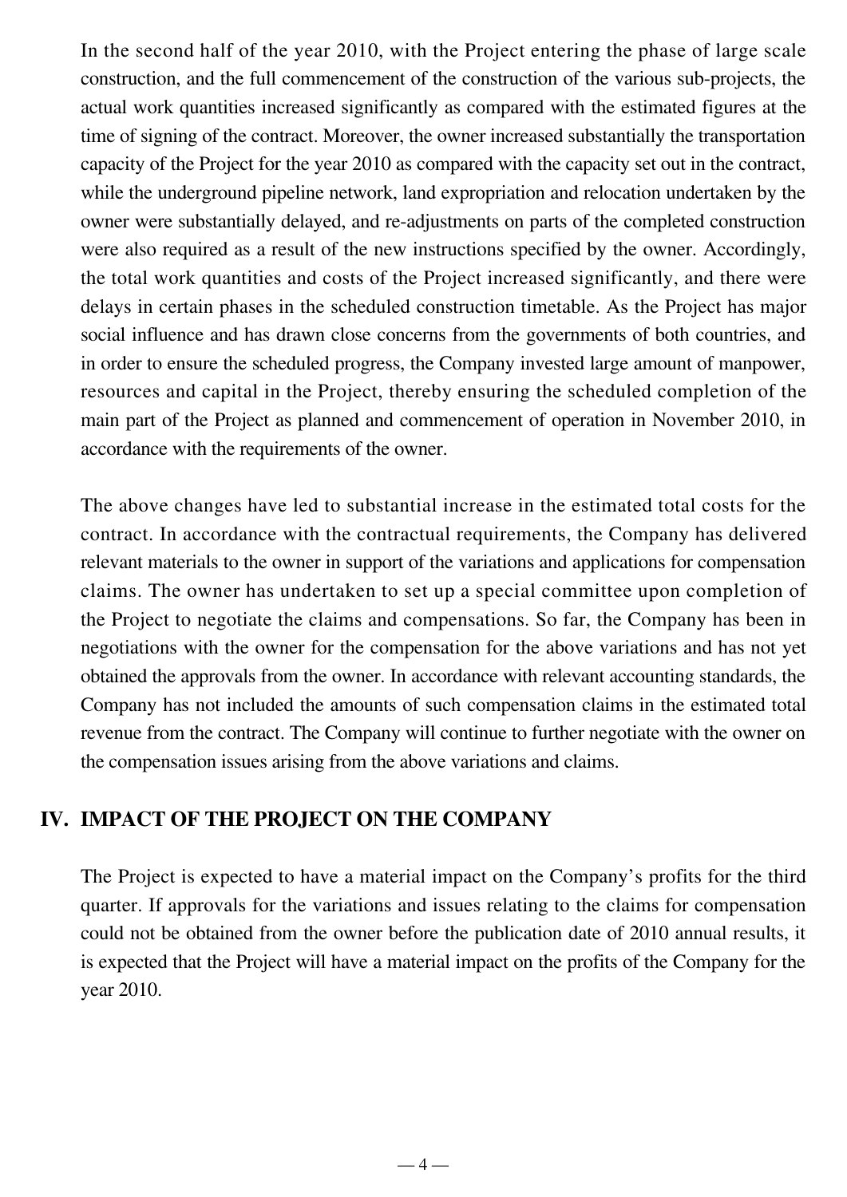In the second half of the year 2010, with the Project entering the phase of large scale construction, and the full commencement of the construction of the various sub-projects, the actual work quantities increased significantly as compared with the estimated figures at the time of signing of the contract. Moreover, the owner increased substantially the transportation capacity of the Project for the year 2010 as compared with the capacity set out in the contract, while the underground pipeline network, land expropriation and relocation undertaken by the owner were substantially delayed, and re-adjustments on parts of the completed construction were also required as a result of the new instructions specified by the owner. Accordingly, the total work quantities and costs of the Project increased significantly, and there were delays in certain phases in the scheduled construction timetable. As the Project has major social influence and has drawn close concerns from the governments of both countries, and in order to ensure the scheduled progress, the Company invested large amount of manpower, resources and capital in the Project, thereby ensuring the scheduled completion of the main part of the Project as planned and commencement of operation in November 2010, in accordance with the requirements of the owner.

The above changes have led to substantial increase in the estimated total costs for the contract. In accordance with the contractual requirements, the Company has delivered relevant materials to the owner in support of the variations and applications for compensation claims. The owner has undertaken to set up a special committee upon completion of the Project to negotiate the claims and compensations. So far, the Company has been in negotiations with the owner for the compensation for the above variations and has not yet obtained the approvals from the owner. In accordance with relevant accounting standards, the Company has not included the amounts of such compensation claims in the estimated total revenue from the contract. The Company will continue to further negotiate with the owner on the compensation issues arising from the above variations and claims.

## IV. IMPACT OF THE PROJECT ON THE COMPANY

The Project is expected to have a material impact on the Company's profits for the third quarter. If approvals for the variations and issues relating to the claims for compensation could not be obtained from the owner before the publication date of 2010 annual results, it is expected that the Project will have a material impact on the profits of the Company for the year 2010.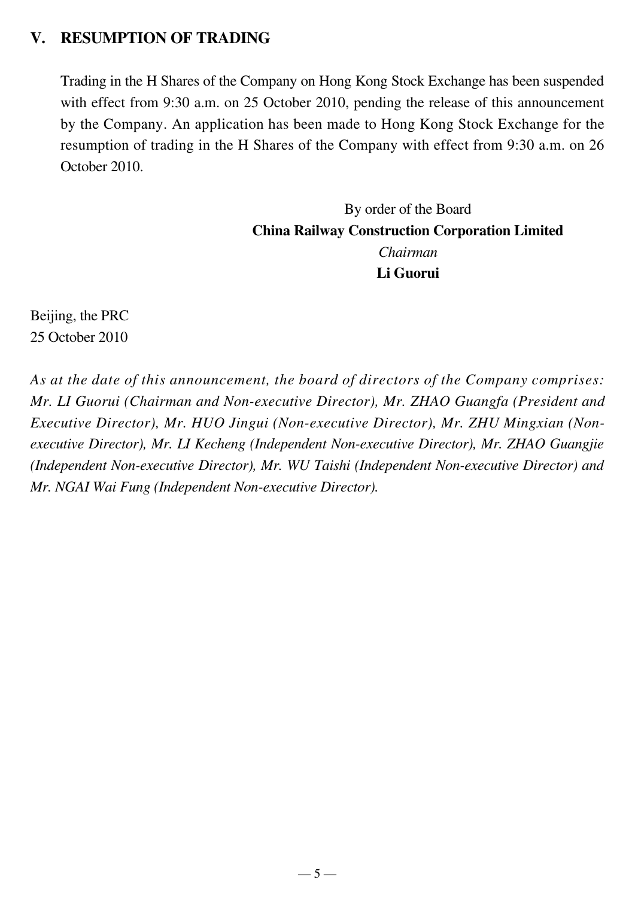## V. RESUMPTION OF TRADING

Trading in the H Shares of the Company on Hong Kong Stock Exchange has been suspended with effect from 9:30 a.m. on 25 October 2010, pending the release of this announcement by the Company. An application has been made to Hong Kong Stock Exchange for the resumption of trading in the H Shares of the Company with effect from 9:30 a.m. on 26 October 2010.

By order of the Board
**China Railway Construction Corporation Limited**
*Chairman*
**Li Guorui**

Beijing, the PRC
25 October 2010

*As at the date of this announcement, the board of directors of the Company comprises: Mr. LI Guorui (Chairman and Non-executive Director), Mr. ZHAO Guangfa (President and Executive Director), Mr. HUO Jingui (Non-executive Director), Mr. ZHU Mingxian (Non-executive Director), Mr. LI Kecheng (Independent Non-executive Director), Mr. ZHAO Guangjie (Independent Non-executive Director), Mr. WU Taishi (Independent Non-executive Director) and Mr. NGAI Wai Fung (Independent Non-executive Director).*